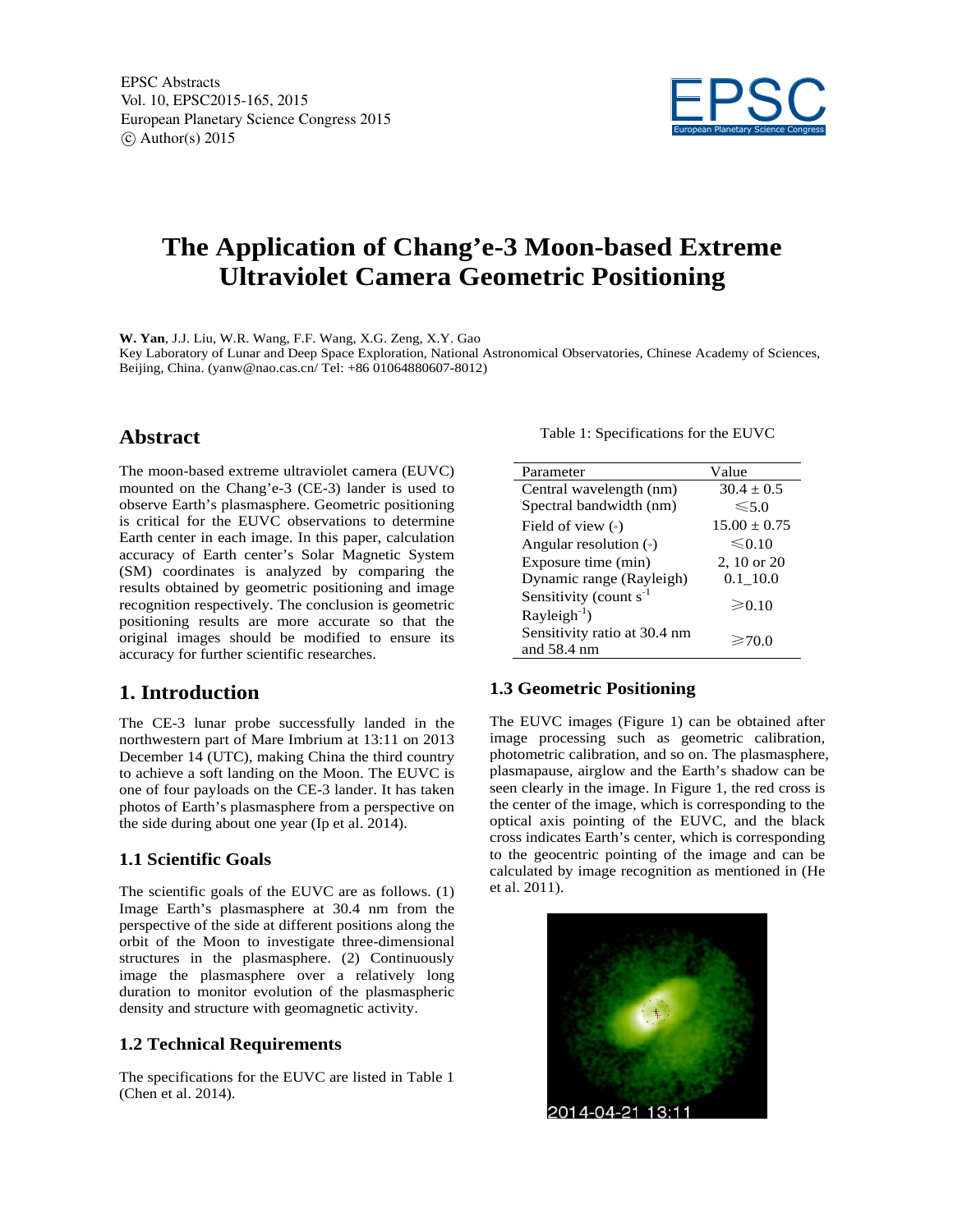# The Application of Chang'e-3 Moon-based Extreme Ultraviolet Camera Geometric Positioning

**W. Yan**, J.J. Liu, W.R. Wang, F.F. Wang, X.G. Zeng, X.Y. Gao

Key Laboratory of Lunar and Deep Space Exploration, National Astronomical Observatories, Chinese Academy of Sciences, Beijing, China. (yanw@nao.cas.cn/ Tel: +86 01064880607-8012)

## Abstract

The moon-based extreme ultraviolet camera (EUVC) mounted on the Chang'e-3 (CE-3) lander is used to observe Earth's plasmasphere. Geometric positioning is critical for the EUVC observations to determine Earth center in each image. In this paper, calculation accuracy of Earth center's Solar Magnetic System (SM) coordinates is analyzed by comparing the results obtained by geometric positioning and image recognition respectively. The conclusion is geometric positioning results are more accurate so that the original images should be modified to ensure its accuracy for further scientific researches.

## 1. Introduction

The CE-3 lunar probe successfully landed in the northwestern part of Mare Imbrium at 13:11 on 2013 December 14 (UTC), making China the third country to achieve a soft landing on the Moon. The EUVC is one of four payloads on the CE-3 lander. It has taken photos of Earth's plasmasphere from a perspective on the side during about one year (Ip et al. 2014).

### 1.1 Scientific Goals

The scientific goals of the EUVC are as follows. (1) Image Earth's plasmasphere at 30.4 nm from the perspective of the side at different positions along the orbit of the Moon to investigate three-dimensional structures in the plasmasphere. (2) Continuously image the plasmasphere over a relatively long duration to monitor evolution of the plasmaspheric density and structure with geomagnetic activity.

### 1.2 Technical Requirements

The specifications for the EUVC are listed in Table 1 (Chen et al. 2014).

Table 1: Specifications for the EUVC

| Parameter | Value |
|---|---|
| Central wavelength (nm) | $30.4 \pm 0.5$ |
| Spectral bandwidth (nm) | $\leqslant 5.0$ |
| Field of view (°) | $15.00 \pm 0.75$ |
| Angular resolution (°) | $\leqslant 0.10$ |
| Exposure time (min) | 2, 10 or 20 |
| Dynamic range (Rayleigh) | 0.1_10.0 |
| Sensitivity (count $s^{-1}$ Rayleigh$^{-1}$) | $\geqslant 0.10$ |
| Sensitivity ratio at 30.4 nm and 58.4 nm | $\geqslant 70.0$ |

### 1.3 Geometric Positioning

The EUVC images (Figure 1) can be obtained after image processing such as geometric calibration, photometric calibration, and so on. The plasmasphere, plasmapause, airglow and the Earth's shadow can be seen clearly in the image. In Figure 1, the red cross is the center of the image, which is corresponding to the optical axis pointing of the EUVC, and the black cross indicates Earth's center, which is corresponding to the geocentric pointing of the image and can be calculated by image recognition as mentioned in (He et al. 2011).

2014-04-21 13:11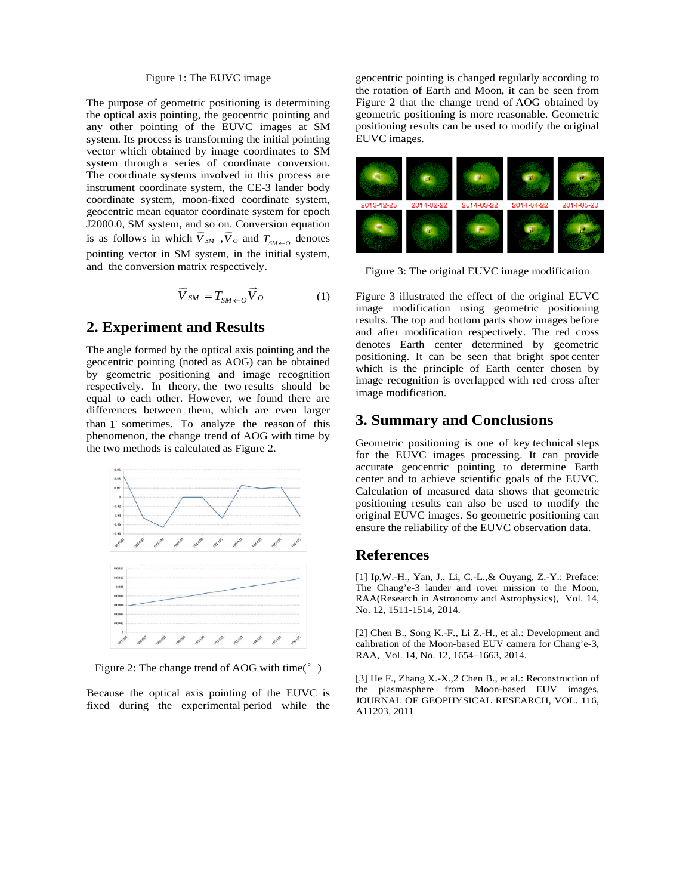Figure 1: The EUVC image

The purpose of geometric positioning is determining the optical axis pointing, the geocentric pointing and any other pointing of the EUVC images at SM system. Its process is transforming the initial pointing vector which obtained by image coordinates to SM system through a series of coordinate conversion. The coordinate systems involved in this process are instrument coordinate system, the CE-3 lander body coordinate system, moon-fixed coordinate system, geocentric mean equator coordinate system for epoch J2000.0, SM system, and so on. Conversion equation is as follows in which $\vec{V}_{SM}$ , $\vec{V}_O$ and $T_{SM \leftarrow O}$ denotes pointing vector in SM system, in the initial system, and the conversion matrix respectively.

$$\vec{V}_{SM} = T_{SM \leftarrow O} \vec{V}_O \qquad (1)$$

## 2. Experiment and Results

The angle formed by the optical axis pointing and the geocentric pointing (noted as AOG) can be obtained by geometric positioning and image recognition respectively. In theory, the two results should be equal to each other. However, we found there are differences between them, which are even larger than 1° sometimes. To analyze the reason of this phenomenon, the change trend of AOG with time by the two methods is calculated as Figure 2.

Figure 2: The change trend of AOG with time(°)

Because the optical axis pointing of the EUVC is fixed during the experimental period while the geocentric pointing is changed regularly according to the rotation of Earth and Moon, it can be seen from Figure 2 that the change trend of AOG obtained by geometric positioning is more reasonable. Geometric positioning results can be used to modify the original EUVC images.

2013-12-25 2014-02-22 2014-03-22 2014-04-22 2014-05-20

Figure 3: The original EUVC image modification

Figure 3 illustrated the effect of the original EUVC image modification using geometric positioning results. The top and bottom parts show images before and after modification respectively. The red cross denotes Earth center determined by geometric positioning. It can be seen that bright spot center which is the principle of Earth center chosen by image recognition is overlapped with red cross after image modification.

## 3. Summary and Conclusions

Geometric positioning is one of key technical steps for the EUVC images processing. It can provide accurate geocentric pointing to determine Earth center and to achieve scientific goals of the EUVC. Calculation of measured data shows that geometric positioning results can also be used to modify the original EUVC images. So geometric positioning can ensure the reliability of the EUVC observation data.

## References

[1] Ip,W.-H., Yan, J., Li, C.-L.,& Ouyang, Z.-Y.: Preface: The Chang'e-3 lander and rover mission to the Moon, RAA(Research in Astronomy and Astrophysics), Vol. 14, No. 12, 1511-1514, 2014.

[2] Chen B., Song K.-F., Li Z.-H., et al.: Development and calibration of the Moon-based EUV camera for Chang'e-3, RAA, Vol. 14, No. 12, 1654–1663, 2014.

[3] He F., Zhang X.-X.,2 Chen B., et al.: Reconstruction of the plasmasphere from Moon-based EUV images, JOURNAL OF GEOPHYSICAL RESEARCH, VOL. 116, A11203, 2011